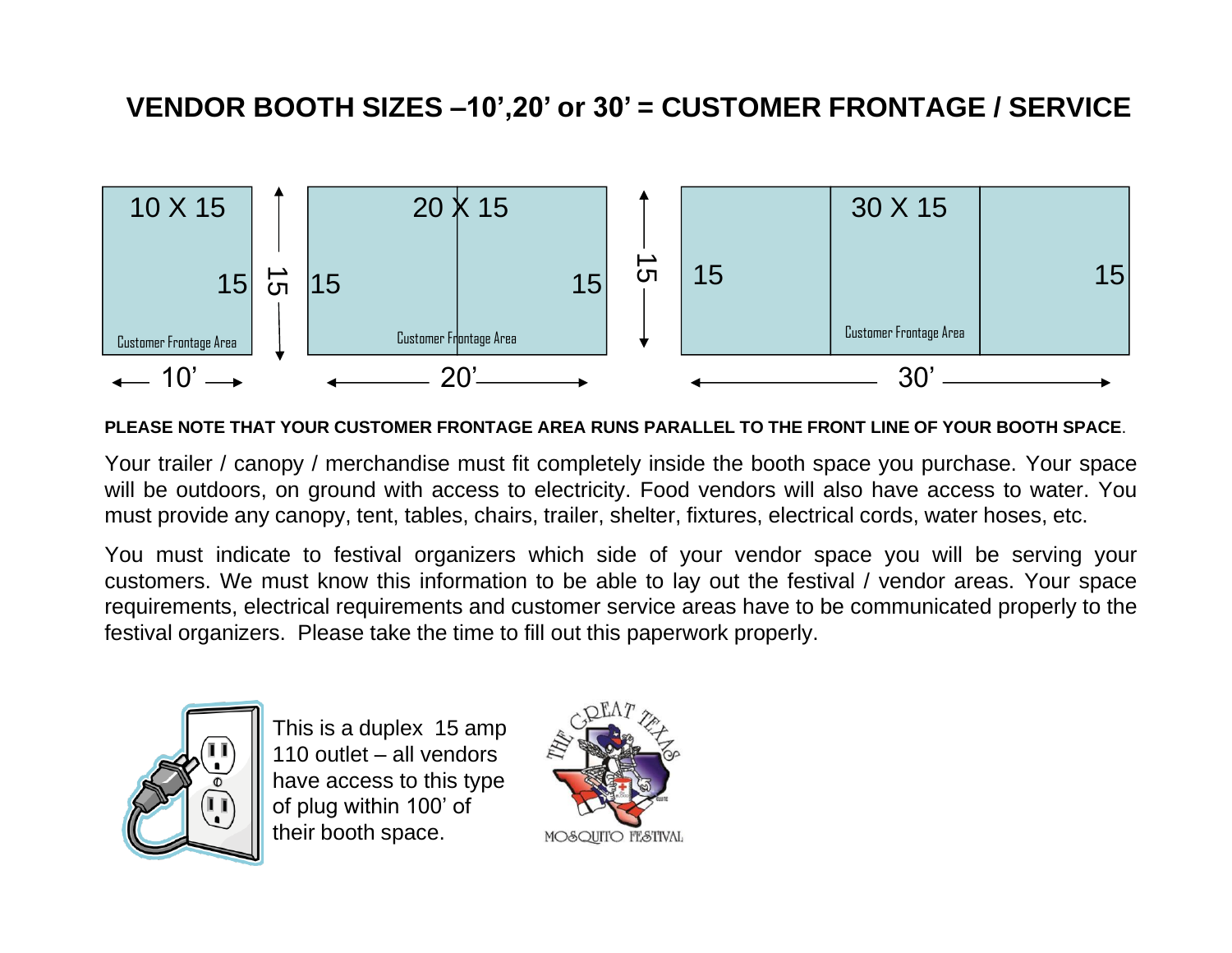# VENDOR BOOTH SIZES –10',20' or 30' = CUSTOMER FRONTAGE / SERVICE

10 X 15

15

Customer Frontage Area

10'

15

20 X 15

15 15

Customer Frontage Area

20'

15

30 X 15

15 15

Customer Frontage Area

30'

**PLEASE NOTE THAT YOUR CUSTOMER FRONTAGE AREA RUNS PARALLEL TO THE FRONT LINE OF YOUR BOOTH SPACE**.

Your trailer / canopy / merchandise must fit completely inside the booth space you purchase. Your space will be outdoors, on ground with access to electricity. Food vendors will also have access to water. You must provide any canopy, tent, tables, chairs, trailer, shelter, fixtures, electrical cords, water hoses, etc.

You must indicate to festival organizers which side of your vendor space you will be serving your customers. We must know this information to be able to lay out the festival / vendor areas. Your space requirements, electrical requirements and customer service areas have to be communicated properly to the festival organizers. Please take the time to fill out this paperwork properly.

This is a duplex 15 amp 110 outlet – all vendors have access to this type of plug within 100' of their booth space.

THE GREAT TEXAS MOSQUITO FESTIVAL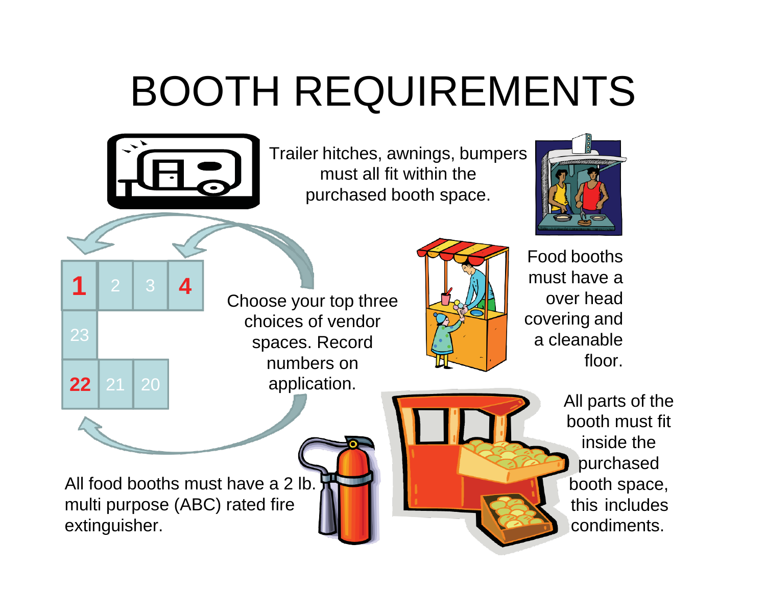# BOOTH REQUIREMENTS

Trailer hitches, awnings, bumpers must all fit within the purchased booth space.

Food booths must have a over head covering and a cleanable floor.

1 2 3 4

23

22 21 20

Choose your top three choices of vendor spaces. Record numbers on application.

All parts of the booth must fit inside the purchased booth space, this includes condiments.

All food booths must have a 2 lb. multi purpose (ABC) rated fire extinguisher.